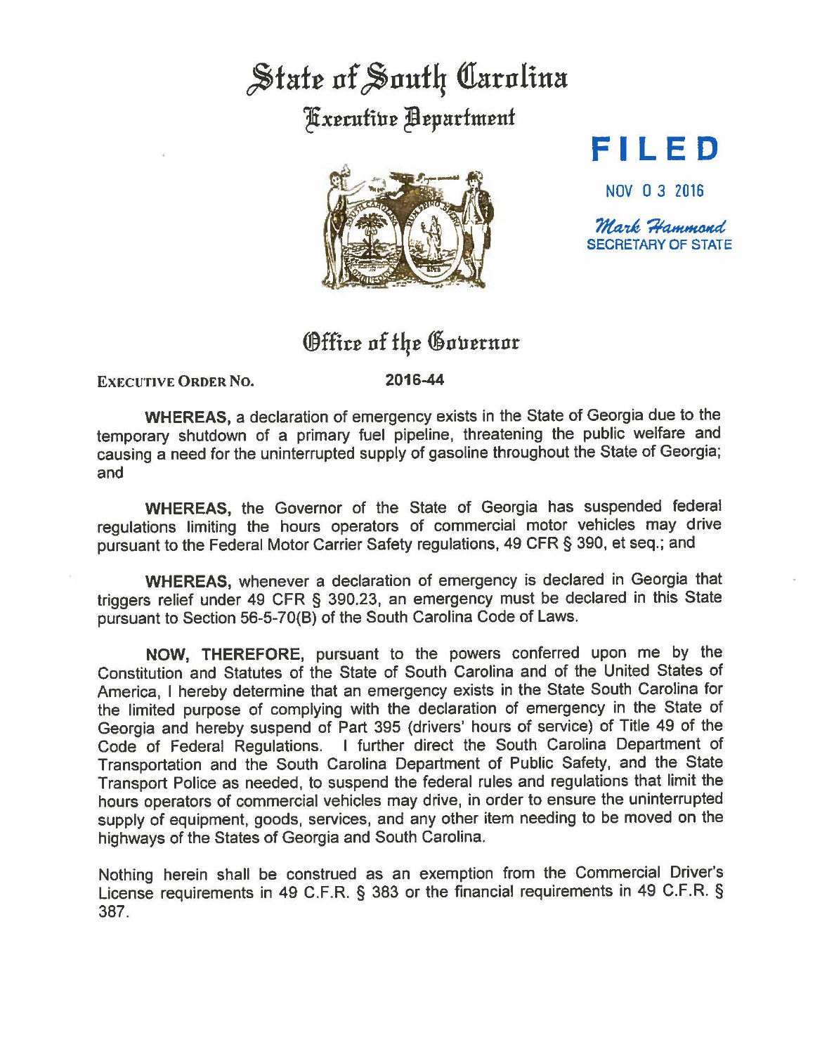# State of South Carolina

## Executive Department

**FILED**

NOV 03 2016

*Mark Hammond*
SECRETARY OF STATE

## Office of the Governor

EXECUTIVE ORDER NO. **2016-44**

**WHEREAS,** a declaration of emergency exists in the State of Georgia due to the temporary shutdown of a primary fuel pipeline, threatening the public welfare and causing a need for the uninterrupted supply of gasoline throughout the State of Georgia; and

**WHEREAS,** the Governor of the State of Georgia has suspended federal regulations limiting the hours operators of commercial motor vehicles may drive pursuant to the Federal Motor Carrier Safety regulations, 49 CFR § 390, et seq.; and

**WHEREAS,** whenever a declaration of emergency is declared in Georgia that triggers relief under 49 CFR § 390.23, an emergency must be declared in this State pursuant to Section 56-5-70(B) of the South Carolina Code of Laws.

**NOW, THEREFORE,** pursuant to the powers conferred upon me by the Constitution and Statutes of the State of South Carolina and of the United States of America, I hereby determine that an emergency exists in the State South Carolina for the limited purpose of complying with the declaration of emergency in the State of Georgia and hereby suspend of Part 395 (drivers' hours of service) of Title 49 of the Code of Federal Regulations. I further direct the South Carolina Department of Transportation and the South Carolina Department of Public Safety, and the State Transport Police as needed, to suspend the federal rules and regulations that limit the hours operators of commercial vehicles may drive, in order to ensure the uninterrupted supply of equipment, goods, services, and any other item needing to be moved on the highways of the States of Georgia and South Carolina.

Nothing herein shall be construed as an exemption from the Commercial Driver's License requirements in 49 C.F.R. § 383 or the financial requirements in 49 C.F.R. § 387.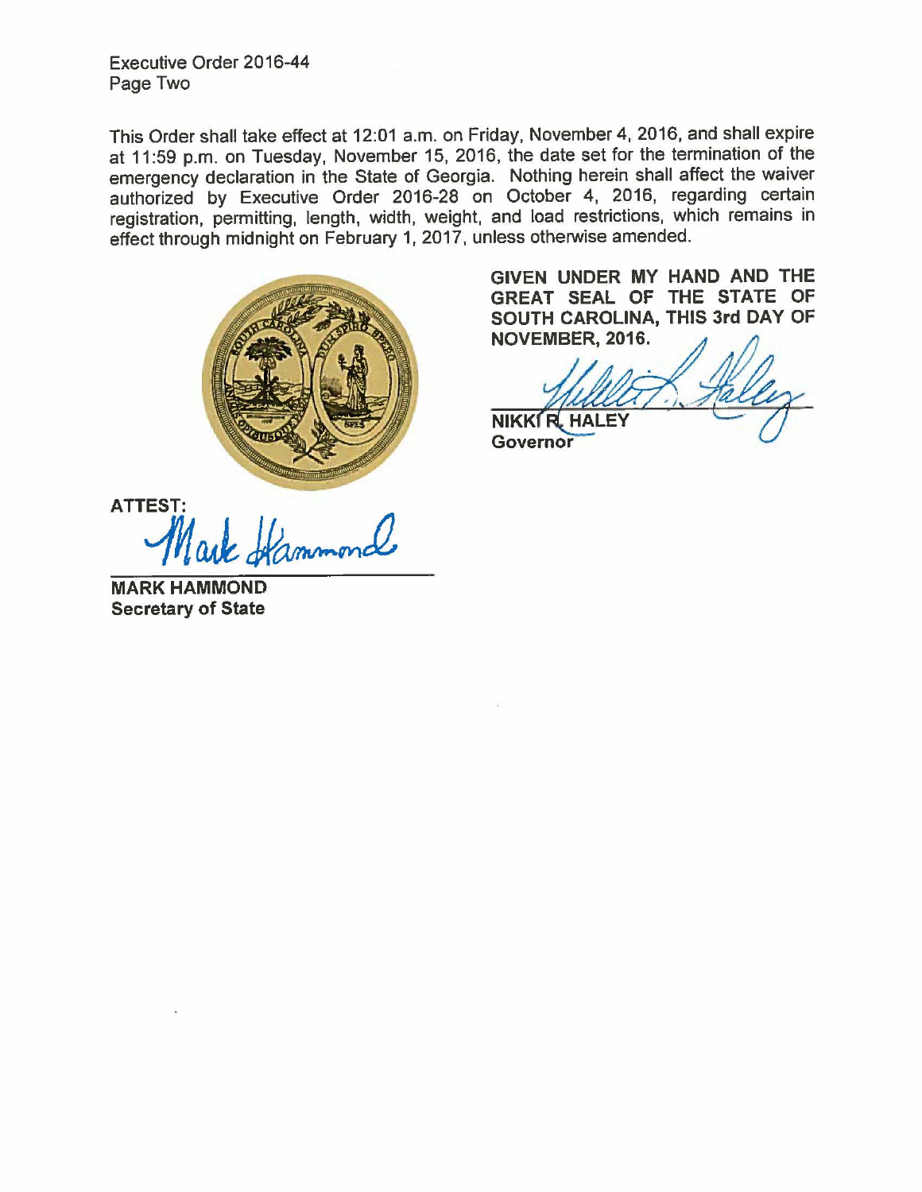This Order shall take effect at 12:01 a.m. on Friday, November 4, 2016, and shall expire at 11:59 p.m. on Tuesday, November 15, 2016, the date set for the termination of the emergency declaration in the State of Georgia. Nothing herein shall affect the waiver authorized by Executive Order 2016-28 on October 4, 2016, regarding certain registration, permitting, length, width, weight, and load restrictions, which remains in effect through midnight on February 1, 2017, unless otherwise amended.

**GIVEN UNDER MY HAND AND THE GREAT SEAL OF THE STATE OF SOUTH CAROLINA, THIS 3rd DAY OF NOVEMBER, 2016.**

**NIKKI R. HALEY**
**Governor**

**ATTEST:**

**MARK HAMMOND**
**Secretary of State**